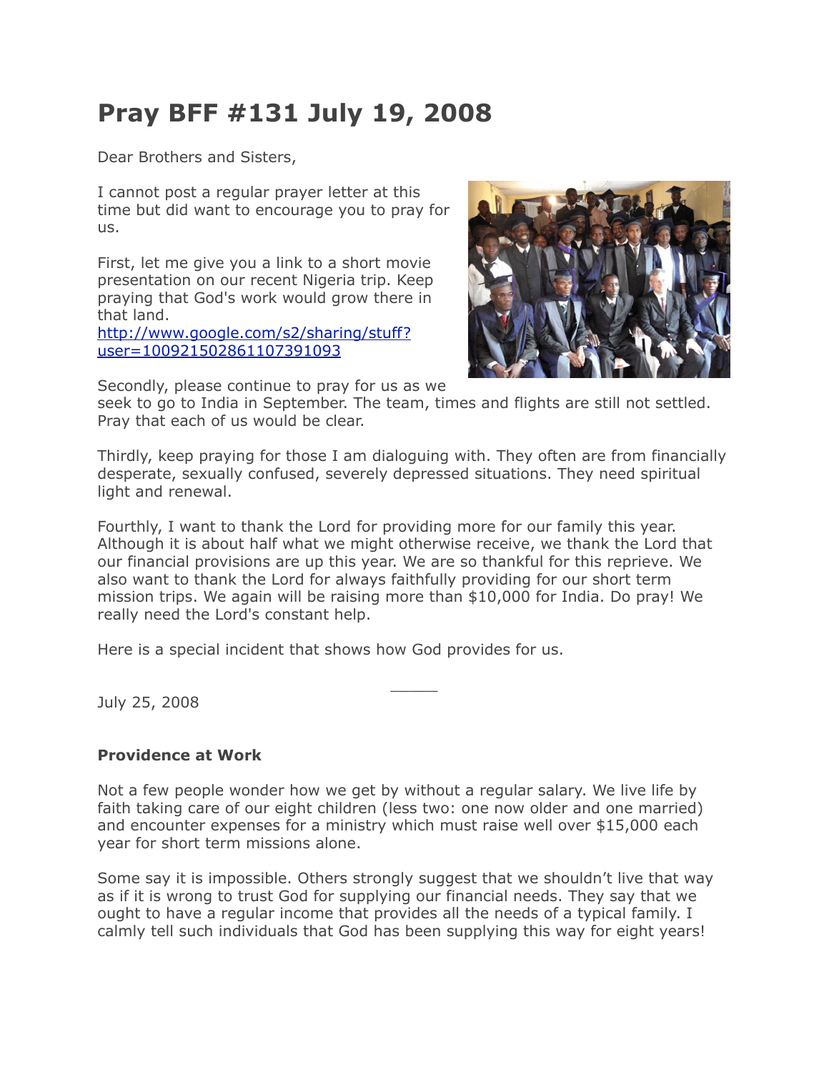# Pray BFF #131 July 19, 2008

Dear Brothers and Sisters,

I cannot post a regular prayer letter at this time but did want to encourage you to pray for us.

First, let me give you a link to a short movie presentation on our recent Nigeria trip. Keep praying that God's work would grow there in that land.
[http://www.google.com/s2/sharing/stuff?user=100921502861107391093](http://www.google.com/s2/sharing/stuff?user=100921502861107391093)

Secondly, please continue to pray for us as we seek to go to India in September. The team, times and flights are still not settled. Pray that each of us would be clear.

Thirdly, keep praying for those I am dialoguing with. They often are from financially desperate, sexually confused, severely depressed situations. They need spiritual light and renewal.

Fourthly, I want to thank the Lord for providing more for our family this year. Although it is about half what we might otherwise receive, we thank the Lord that our financial provisions are up this year. We are so thankful for this reprieve. We also want to thank the Lord for always faithfully providing for our short term mission trips. We again will be raising more than $10,000 for India. Do pray! We really need the Lord's constant help.

Here is a special incident that shows how God provides for us.

_____

July 25, 2008

**Providence at Work**

Not a few people wonder how we get by without a regular salary. We live life by faith taking care of our eight children (less two: one now older and one married) and encounter expenses for a ministry which must raise well over $15,000 each year for short term missions alone.

Some say it is impossible. Others strongly suggest that we shouldn't live that way as if it is wrong to trust God for supplying our financial needs. They say that we ought to have a regular income that provides all the needs of a typical family. I calmly tell such individuals that God has been supplying this way for eight years!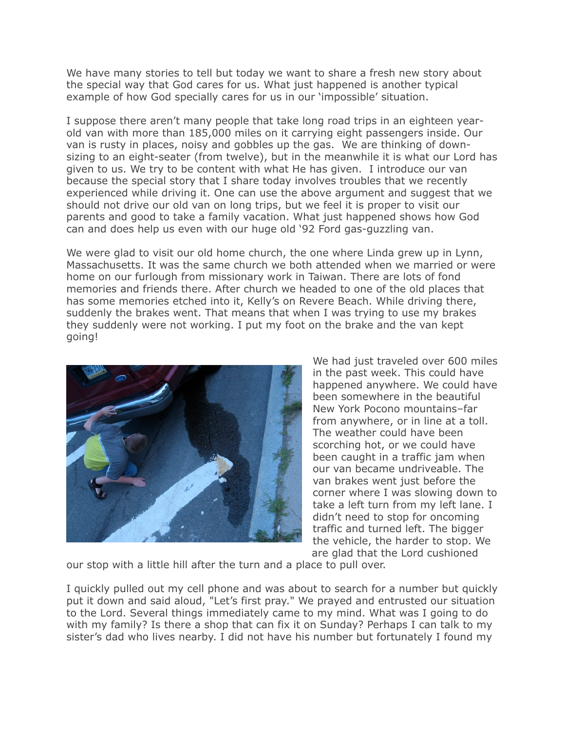We have many stories to tell but today we want to share a fresh new story about the special way that God cares for us. What just happened is another typical example of how God specially cares for us in our 'impossible' situation.

I suppose there aren't many people that take long road trips in an eighteen year-old van with more than 185,000 miles on it carrying eight passengers inside. Our van is rusty in places, noisy and gobbles up the gas. We are thinking of down-sizing to an eight-seater (from twelve), but in the meanwhile it is what our Lord has given to us. We try to be content with what He has given. I introduce our van because the special story that I share today involves troubles that we recently experienced while driving it. One can use the above argument and suggest that we should not drive our old van on long trips, but we feel it is proper to visit our parents and good to take a family vacation. What just happened shows how God can and does help us even with our huge old '92 Ford gas-guzzling van.

We were glad to visit our old home church, the one where Linda grew up in Lynn, Massachusetts. It was the same church we both attended when we married or were home on our furlough from missionary work in Taiwan. There are lots of fond memories and friends there. After church we headed to one of the old places that has some memories etched into it, Kelly's on Revere Beach. While driving there, suddenly the brakes went. That means that when I was trying to use my brakes they suddenly were not working. I put my foot on the brake and the van kept going!

We had just traveled over 600 miles in the past week. This could have happened anywhere. We could have been somewhere in the beautiful New York Pocono mountains–far from anywhere, or in line at a toll. The weather could have been scorching hot, or we could have been caught in a traffic jam when our van became undriveable. The van brakes went just before the corner where I was slowing down to take a left turn from my left lane. I didn't need to stop for oncoming traffic and turned left. The bigger the vehicle, the harder to stop. We are glad that the Lord cushioned our stop with a little hill after the turn and a place to pull over.

I quickly pulled out my cell phone and was about to search for a number but quickly put it down and said aloud, "Let's first pray." We prayed and entrusted our situation to the Lord. Several things immediately came to my mind. What was I going to do with my family? Is there a shop that can fix it on Sunday? Perhaps I can talk to my sister's dad who lives nearby. I did not have his number but fortunately I found my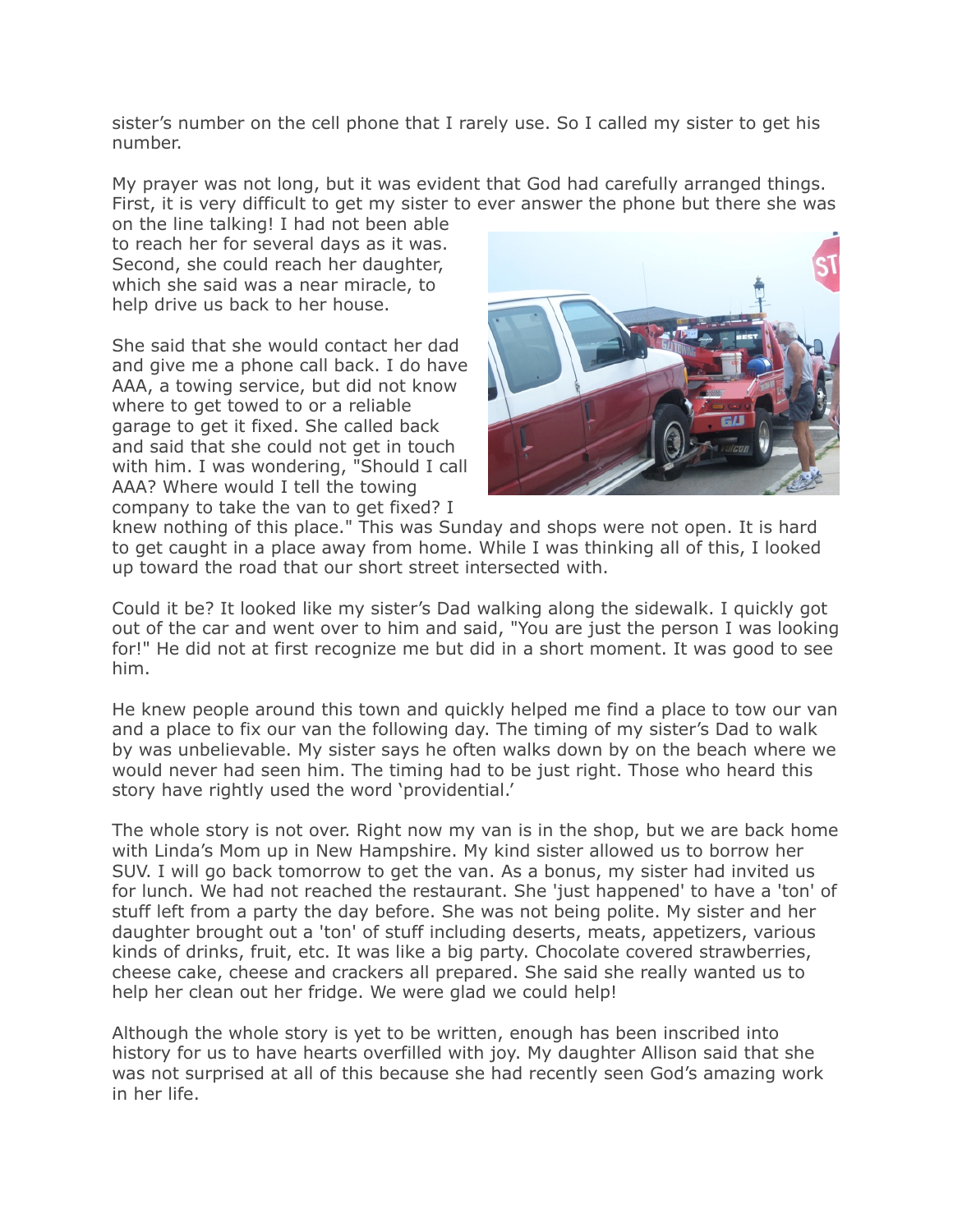sister's number on the cell phone that I rarely use. So I called my sister to get his number.

My prayer was not long, but it was evident that God had carefully arranged things. First, it is very difficult to get my sister to ever answer the phone but there she was on the line talking! I had not been able to reach her for several days as it was. Second, she could reach her daughter, which she said was a near miracle, to help drive us back to her house.

She said that she would contact her dad and give me a phone call back. I do have AAA, a towing service, but did not know where to get towed to or a reliable garage to get it fixed. She called back and said that she could not get in touch with him. I was wondering, "Should I call AAA? Where would I tell the towing company to take the van to get fixed? I knew nothing of this place." This was Sunday and shops were not open. It is hard to get caught in a place away from home. While I was thinking of all of this, I looked up toward the road that our short street intersected with.

Could it be? It looked like my sister's Dad walking along the sidewalk. I quickly got out of the car and went over to him and said, "You are just the person I was looking for!" He did not at first recognize me but did in a short moment. It was good to see him.

He knew people around this town and quickly helped me find a place to tow our van and a place to fix our van the following day. The timing of my sister's Dad to walk by was unbelievable. My sister says he often walks down by on the beach where we would never had seen him. The timing had to be just right. Those who heard this story have rightly used the word 'providential.'

The whole story is not over. Right now my van is in the shop, but we are back home with Linda's Mom up in New Hampshire. My kind sister allowed us to borrow her SUV. I will go back tomorrow to get the van. As a bonus, my sister had invited us for lunch. We had not reached the restaurant. She 'just happened' to have a 'ton' of stuff left from a party the day before. She was not being polite. My sister and her daughter brought out a 'ton' of stuff including deserts, meats, appetizers, various kinds of drinks, fruit, etc. It was like a big party. Chocolate covered strawberries, cheese cake, cheese and crackers all prepared. She said she really wanted us to help her clean out her fridge. We were glad we could help!

Although the whole story is yet to be written, enough has been inscribed into history for us to have hearts overfilled with joy. My daughter Allison said that she was not surprised at all of this because she had recently seen God's amazing work in her life.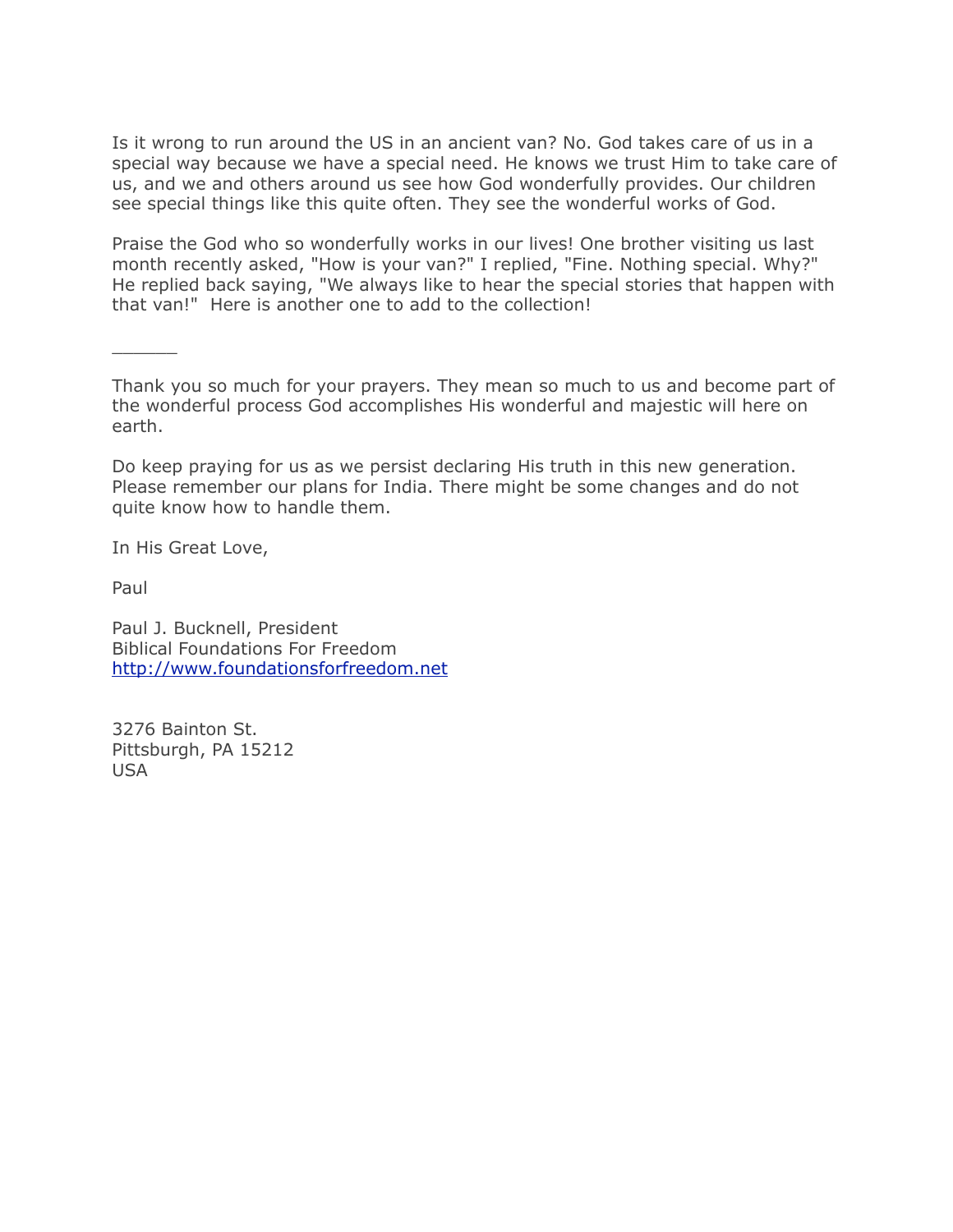Is it wrong to run around the US in an ancient van? No. God takes care of us in a special way because we have a special need. He knows we trust Him to take care of us, and we and others around us see how God wonderfully provides. Our children see special things like this quite often. They see the wonderful works of God.

Praise the God who so wonderfully works in our lives! One brother visiting us last month recently asked, "How is your van?" I replied, "Fine. Nothing special. Why?" He replied back saying, "We always like to hear the special stories that happen with that van!"  Here is another one to add to the collection!

______

Thank you so much for your prayers. They mean so much to us and become part of the wonderful process God accomplishes His wonderful and majestic will here on earth.

Do keep praying for us as we persist declaring His truth in this new generation. Please remember our plans for India. There might be some changes and do not quite know how to handle them.

In His Great Love,

Paul

Paul J. Bucknell, President  
Biblical Foundations For Freedom  
http://www.foundationsforfreedom.net

3276 Bainton St.  
Pittsburgh, PA 15212  
USA